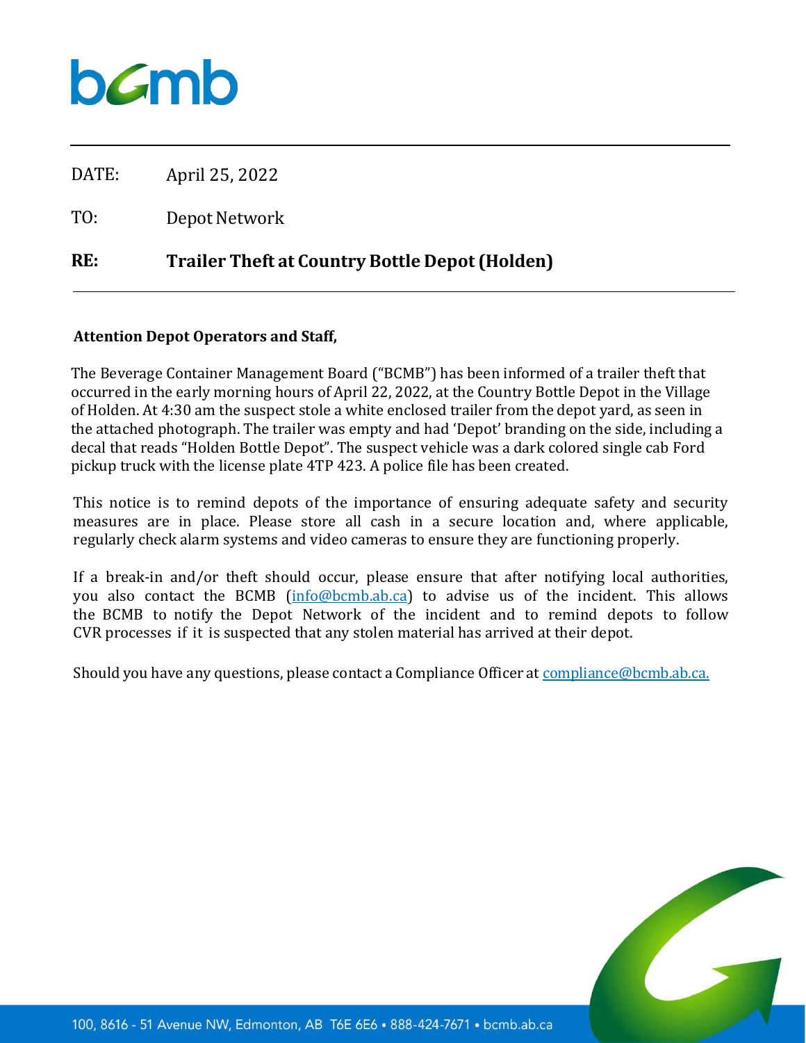bcmb

DATE: April 25, 2022

TO: Depot Network

**RE: Trailer Theft at Country Bottle Depot (Holden)**

**Attention Depot Operators and Staff,**

The Beverage Container Management Board ("BCMB") has been informed of a trailer theft that occurred in the early morning hours of April 22, 2022, at the Country Bottle Depot in the Village of Holden. At 4:30 am the suspect stole a white enclosed trailer from the depot yard, as seen in the attached photograph. The trailer was empty and had 'Depot' branding on the side, including a decal that reads "Holden Bottle Depot". The suspect vehicle was a dark colored single cab Ford pickup truck with the license plate 4TP 423. A police file has been created.

This notice is to remind depots of the importance of ensuring adequate safety and security measures are in place. Please store all cash in a secure location and, where applicable, regularly check alarm systems and video cameras to ensure they are functioning properly.

If a break-in and/or theft should occur, please ensure that after notifying local authorities, you also contact the BCMB (info@bcmb.ab.ca) to advise us of the incident. This allows the BCMB to notify the Depot Network of the incident and to remind depots to follow CVR processes if it is suspected that any stolen material has arrived at their depot.

Should you have any questions, please contact a Compliance Officer at compliance@bcmb.ab.ca.

100, 8616 - 51 Avenue NW, Edmonton, AB T6E 6E6 • 888-424-7671 • bcmb.ab.ca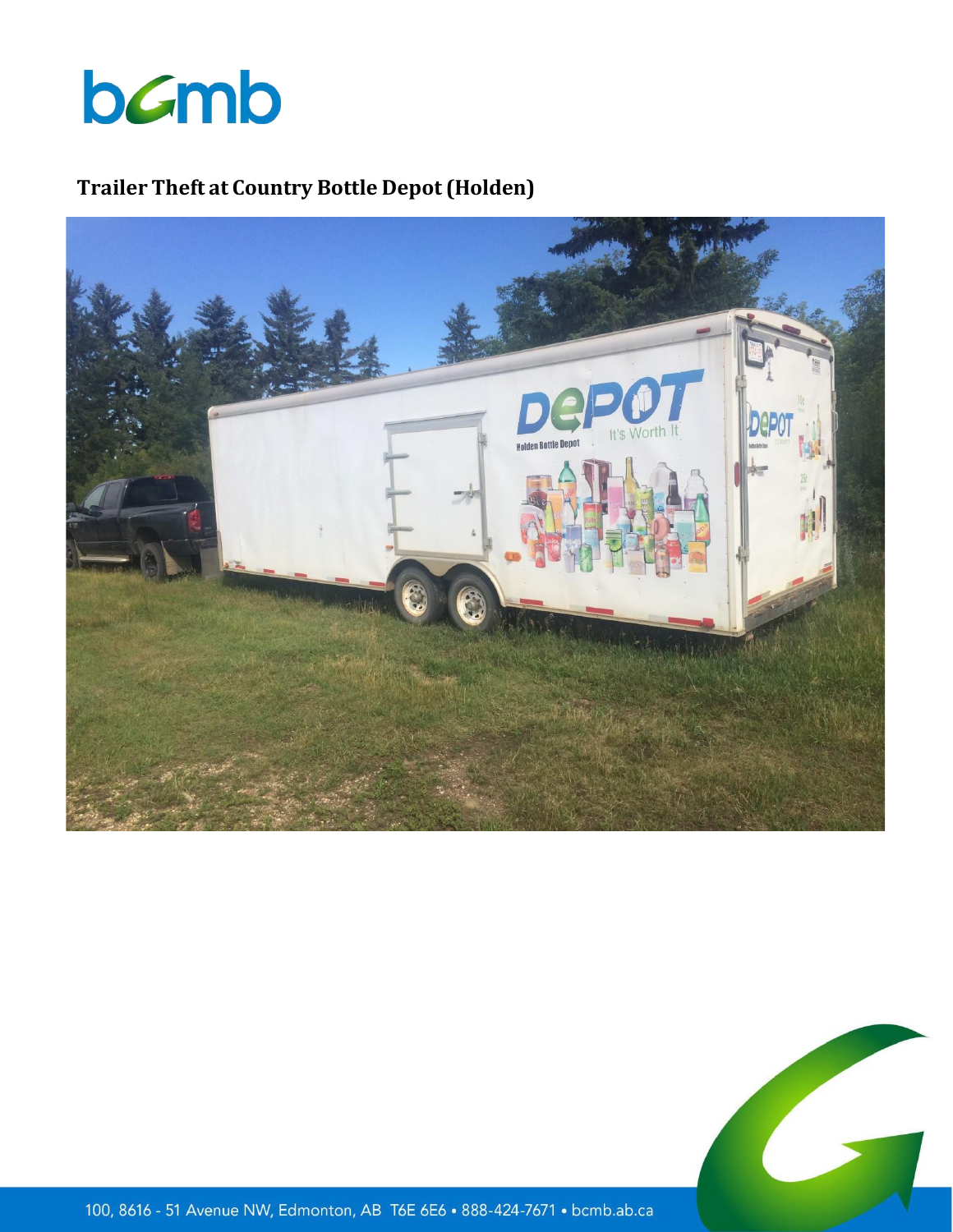## Trailer Theft at Country Bottle Depot (Holden)